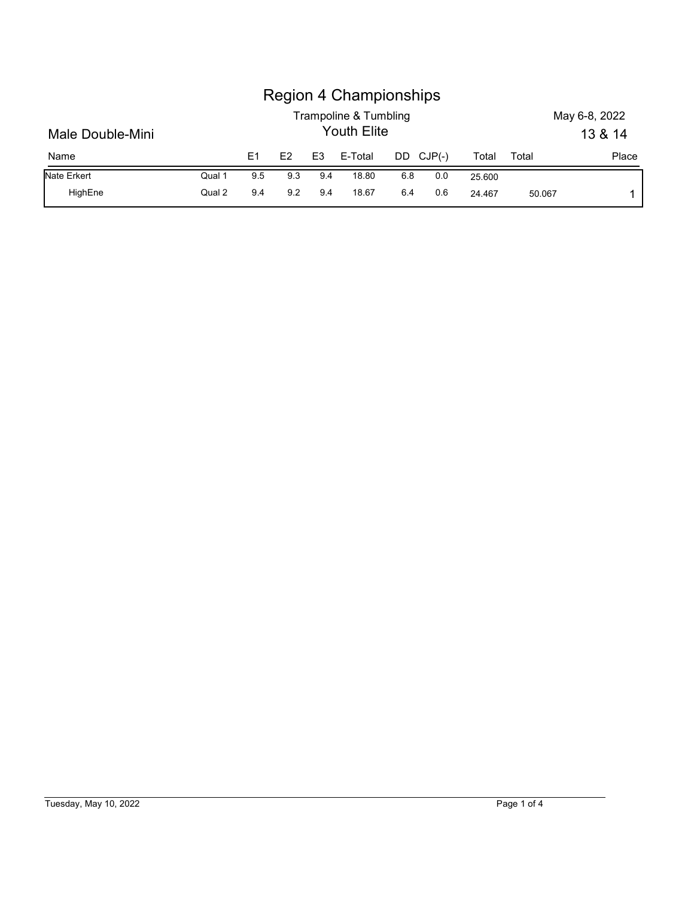# Region 4 Championships

Trampoline & Tumbling

May 6-8, 2022

## Youth Elite

Male Double-Mini

13 & 14

| Name | | E1 | E2 | E3 | E-Total | DD | CJP(-) | Total | Total | Place |
|---|---|---|---|---|---|---|---|---|---|---|
| Nate Erkert | Qual 1 | 9.5 | 9.3 | 9.4 | 18.80 | 6.8 | 0.0 | 25.600 | | |
| HighEne | Qual 2 | 9.4 | 9.2 | 9.4 | 18.67 | 6.4 | 0.6 | 24.467 | 50.067 | 1 |

Tuesday, May 10, 2022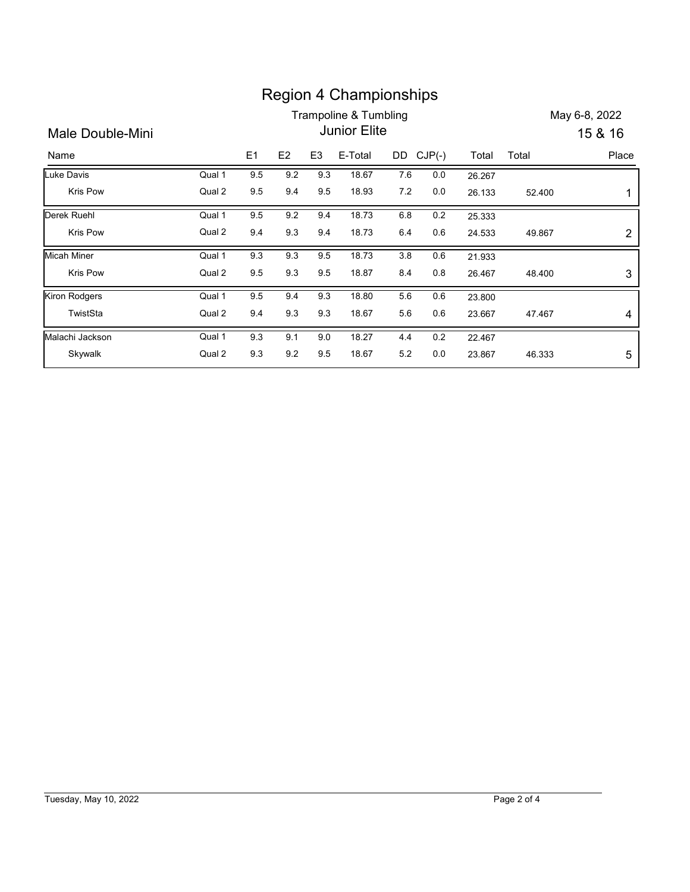# Region 4 Championships

Trampoline & Tumbling

May 6-8, 2022

## Male Double-Mini

Junior Elite

15 & 16

| Name | | E1 | E2 | E3 | E-Total | DD | CJP(-) | Total | Total | Place |
|---|---|---|---|---|---|---|---|---|---|---|
| Luke Davis | Qual 1 | 9.5 | 9.2 | 9.3 | 18.67 | 7.6 | 0.0 | 26.267 | | |
| Kris Pow | Qual 2 | 9.5 | 9.4 | 9.5 | 18.93 | 7.2 | 0.0 | 26.133 | 52.400 | 1 |
| Derek Ruehl | Qual 1 | 9.5 | 9.2 | 9.4 | 18.73 | 6.8 | 0.2 | 25.333 | | |
| Kris Pow | Qual 2 | 9.4 | 9.3 | 9.4 | 18.73 | 6.4 | 0.6 | 24.533 | 49.867 | 2 |
| Micah Miner | Qual 1 | 9.3 | 9.3 | 9.5 | 18.73 | 3.8 | 0.6 | 21.933 | | |
| Kris Pow | Qual 2 | 9.5 | 9.3 | 9.5 | 18.87 | 8.4 | 0.8 | 26.467 | 48.400 | 3 |
| Kiron Rodgers | Qual 1 | 9.5 | 9.4 | 9.3 | 18.80 | 5.6 | 0.6 | 23.800 | | |
| TwistSta | Qual 2 | 9.4 | 9.3 | 9.3 | 18.67 | 5.6 | 0.6 | 23.667 | 47.467 | 4 |
| Malachi Jackson | Qual 1 | 9.3 | 9.1 | 9.0 | 18.27 | 4.4 | 0.2 | 22.467 | | |
| Skywalk | Qual 2 | 9.3 | 9.2 | 9.5 | 18.67 | 5.2 | 0.0 | 23.867 | 46.333 | 5 |

Tuesday, May 10, 2022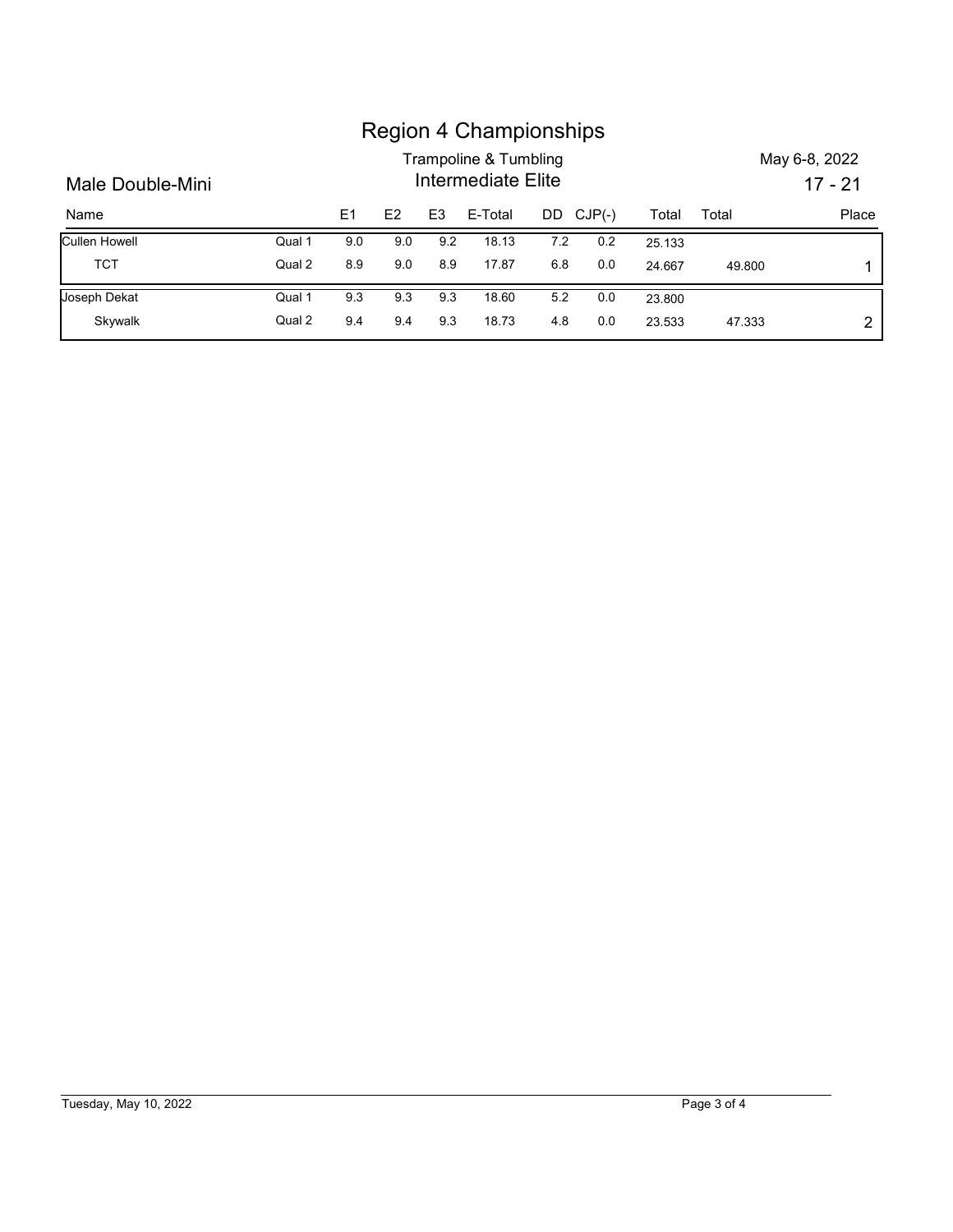# Region 4 Championships

## Trampoline & Tumbling

## Intermediate Elite

May 6-8, 2022

**Male Double-Mini** — 17 - 21

| Name | | E1 | E2 | E3 | E-Total | DD | CJP(-) | Total | Total | Place |
|---|---|---|---|---|---|---|---|---|---|---|
| Cullen Howell | Qual 1 | 9.0 | 9.0 | 9.2 | 18.13 | 7.2 | 0.2 | 25.133 | | |
| TCT | Qual 2 | 8.9 | 9.0 | 8.9 | 17.87 | 6.8 | 0.0 | 24.667 | 49.800 | 1 |
| Joseph Dekat | Qual 1 | 9.3 | 9.3 | 9.3 | 18.60 | 5.2 | 0.0 | 23.800 | | |
| Skywalk | Qual 2 | 9.4 | 9.4 | 9.3 | 18.73 | 4.8 | 0.0 | 23.533 | 47.333 | 2 |

Tuesday, May 10, 2022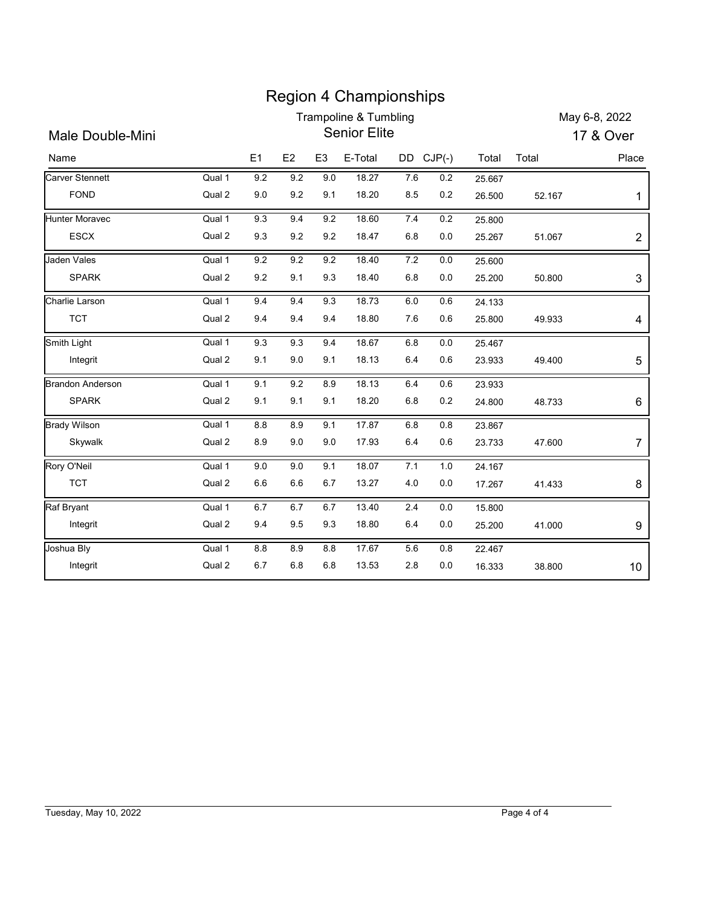# Region 4 Championships

## Trampoline & Tumbling

May 6-8, 2022

## Male Double-Mini

Senior Elite

17 & Over

| Name | | E1 | E2 | E3 | E-Total | DD | CJP(-) | Total | Total | Place |
|---|---|---|---|---|---|---|---|---|---|---|
| Carver Stennett | Qual 1 | 9.2 | 9.2 | 9.0 | 18.27 | 7.6 | 0.2 | 25.667 | | |
| FOND | Qual 2 | 9.0 | 9.2 | 9.1 | 18.20 | 8.5 | 0.2 | 26.500 | 52.167 | 1 |
| Hunter Moravec | Qual 1 | 9.3 | 9.4 | 9.2 | 18.60 | 7.4 | 0.2 | 25.800 | | |
| ESCX | Qual 2 | 9.3 | 9.2 | 9.2 | 18.47 | 6.8 | 0.0 | 25.267 | 51.067 | 2 |
| Jaden Vales | Qual 1 | 9.2 | 9.2 | 9.2 | 18.40 | 7.2 | 0.0 | 25.600 | | |
| SPARK | Qual 2 | 9.2 | 9.1 | 9.3 | 18.40 | 6.8 | 0.0 | 25.200 | 50.800 | 3 |
| Charlie Larson | Qual 1 | 9.4 | 9.4 | 9.3 | 18.73 | 6.0 | 0.6 | 24.133 | | |
| TCT | Qual 2 | 9.4 | 9.4 | 9.4 | 18.80 | 7.6 | 0.6 | 25.800 | 49.933 | 4 |
| Smith Light | Qual 1 | 9.3 | 9.3 | 9.4 | 18.67 | 6.8 | 0.0 | 25.467 | | |
| Integrit | Qual 2 | 9.1 | 9.0 | 9.1 | 18.13 | 6.4 | 0.6 | 23.933 | 49.400 | 5 |
| Brandon Anderson | Qual 1 | 9.1 | 9.2 | 8.9 | 18.13 | 6.4 | 0.6 | 23.933 | | |
| SPARK | Qual 2 | 9.1 | 9.1 | 9.1 | 18.20 | 6.8 | 0.2 | 24.800 | 48.733 | 6 |
| Brady Wilson | Qual 1 | 8.8 | 8.9 | 9.1 | 17.87 | 6.8 | 0.8 | 23.867 | | |
| Skywalk | Qual 2 | 8.9 | 9.0 | 9.0 | 17.93 | 6.4 | 0.6 | 23.733 | 47.600 | 7 |
| Rory O'Neil | Qual 1 | 9.0 | 9.0 | 9.1 | 18.07 | 7.1 | 1.0 | 24.167 | | |
| TCT | Qual 2 | 6.6 | 6.6 | 6.7 | 13.27 | 4.0 | 0.0 | 17.267 | 41.433 | 8 |
| Raf Bryant | Qual 1 | 6.7 | 6.7 | 6.7 | 13.40 | 2.4 | 0.0 | 15.800 | | |
| Integrit | Qual 2 | 9.4 | 9.5 | 9.3 | 18.80 | 6.4 | 0.0 | 25.200 | 41.000 | 9 |
| Joshua Bly | Qual 1 | 8.8 | 8.9 | 8.8 | 17.67 | 5.6 | 0.8 | 22.467 | | |
| Integrit | Qual 2 | 6.7 | 6.8 | 6.8 | 13.53 | 2.8 | 0.0 | 16.333 | 38.800 | 10 |

Tuesday, May 10, 2022